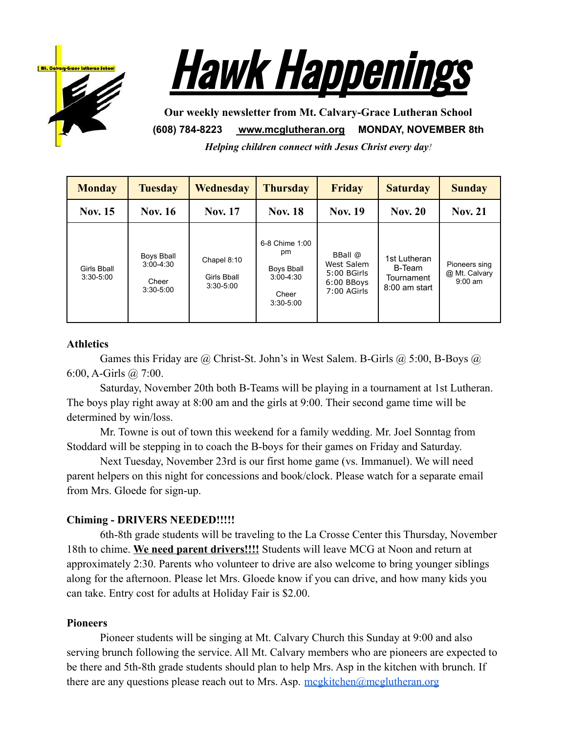# Hawk Happenings

**Our weekly newsletter from Mt. Calvary-Grace Lutheran School**

**(608) 784-8223 [www.mcglutheran.org](http://www.mcglutheran.org) MONDAY, NOVEMBER 8th**

*Helping children connect with Jesus Christ every day!*

| Monday | Tuesday | Wednesday | Thursday | Friday | Saturday | Sunday |
|---|---|---|---|---|---|---|
| **Nov. 15** | **Nov. 16** | **Nov. 17** | **Nov. 18** | **Nov. 19** | **Nov. 20** | **Nov. 21** |
| Girls Bball 3:30-5:00 | Boys Bball 3:00-4:30<br>Cheer 3:30-5:00 | Chapel 8:10<br>Girls Bball 3:30-5:00 | 6-8 Chime 1:00 pm<br>Boys Bball 3:00-4:30<br>Cheer 3:30-5:00 | BBall @ West Salem 5:00 BGirls 6:00 BBoys 7:00 AGirls | 1st Lutheran B-Team Tournament 8:00 am start | Pioneers sing @ Mt. Calvary 9:00 am |

**Athletics**

Games this Friday are @ Christ-St. John's in West Salem. B-Girls @ 5:00, B-Boys @ 6:00, A-Girls @ 7:00.

Saturday, November 20th both B-Teams will be playing in a tournament at 1st Lutheran. The boys play right away at 8:00 am and the girls at 9:00. Their second game time will be determined by win/loss.

Mr. Towne is out of town this weekend for a family wedding. Mr. Joel Sonntag from Stoddard will be stepping in to coach the B-boys for their games on Friday and Saturday.

Next Tuesday, November 23rd is our first home game (vs. Immanuel). We will need parent helpers on this night for concessions and book/clock. Please watch for a separate email from Mrs. Gloede for sign-up.

**Chiming - DRIVERS NEEDED!!!!!**

6th-8th grade students will be traveling to the La Crosse Center this Thursday, November 18th to chime. **We need parent drivers!!!!** Students will leave MCG at Noon and return at approximately 2:30. Parents who volunteer to drive are also welcome to bring younger siblings along for the afternoon. Please let Mrs. Gloede know if you can drive, and how many kids you can take. Entry cost for adults at Holiday Fair is $2.00.

**Pioneers**

Pioneer students will be singing at Mt. Calvary Church this Sunday at 9:00 and also serving brunch following the service. All Mt. Calvary members who are pioneers are expected to be there and 5th-8th grade students should plan to help Mrs. Asp in the kitchen with brunch. If there are any questions please reach out to Mrs. Asp. [mcgkitchen@mcglutheran.org](mailto:mcgkitchen@mcglutheran.org)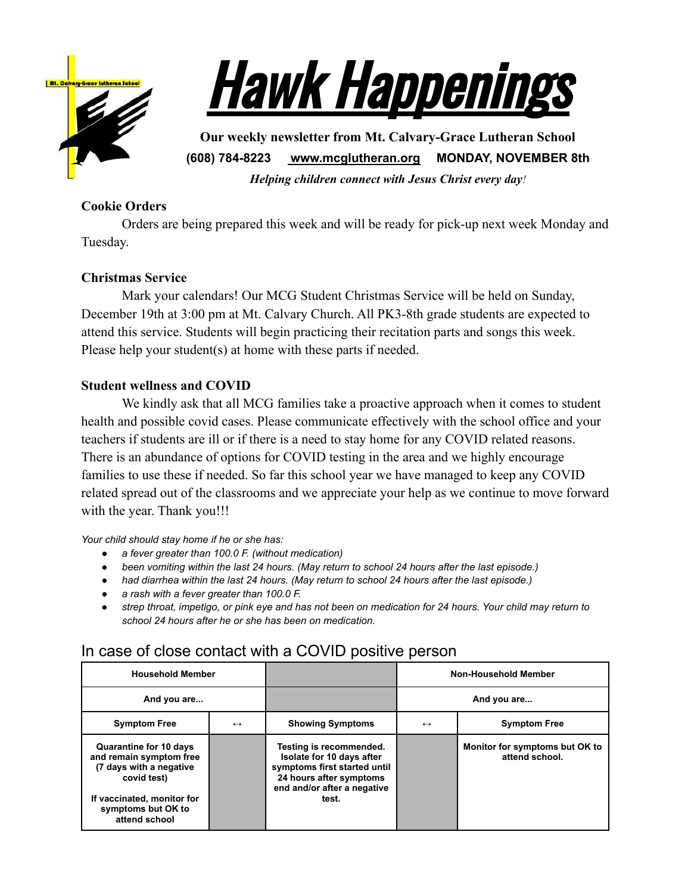# Hawk Happenings

**Our weekly newsletter from Mt. Calvary-Grace Lutheran School**

**(608) 784-8223 [www.mcglutheran.org](http://www.mcglutheran.org) MONDAY, NOVEMBER 8th**

***Helping children connect with Jesus Christ every day!***

**Cookie Orders**

Orders are being prepared this week and will be ready for pick-up next week Monday and Tuesday.

**Christmas Service**

Mark your calendars! Our MCG Student Christmas Service will be held on Sunday, December 19th at 3:00 pm at Mt. Calvary Church. All PK3-8th grade students are expected to attend this service. Students will begin practicing their recitation parts and songs this week. Please help your student(s) at home with these parts if needed.

**Student wellness and COVID**

We kindly ask that all MCG families take a proactive approach when it comes to student health and possible covid cases. Please communicate effectively with the school office and your teachers if students are ill or if there is a need to stay home for any COVID related reasons. There is an abundance of options for COVID testing in the area and we highly encourage families to use these if needed. So far this school year we have managed to keep any COVID related spread out of the classrooms and we appreciate your help as we continue to move forward with the year. Thank you!!!

*Your child should stay home if he or she has:*

- *a fever greater than 100.0 F. (without medication)*
- *been vomiting within the last 24 hours. (May return to school 24 hours after the last episode.)*
- *had diarrhea within the last 24 hours. (May return to school 24 hours after the last episode.)*
- *a rash with a fever greater than 100.0 F.*
- *strep throat, impetigo, or pink eye and has not been on medication for 24 hours. Your child may return to school 24 hours after he or she has been on medication.*

## In case of close contact with a COVID positive person

| Household Member | | | Non-Household Member | |
|---|---|---|---|---|
| And you are... | | | And you are... | |
| Symptom Free | ↔ | Showing Symptoms | ↔ | Symptom Free |
| Quarantine for 10 days and remain symptom free (7 days with a negative covid test)<br><br>If vaccinated, monitor for symptoms but OK to attend school | | Testing is recommended. Isolate for 10 days after symptoms first started until 24 hours after symptoms end and/or after a negative test. | | Monitor for symptoms but OK to attend school. |